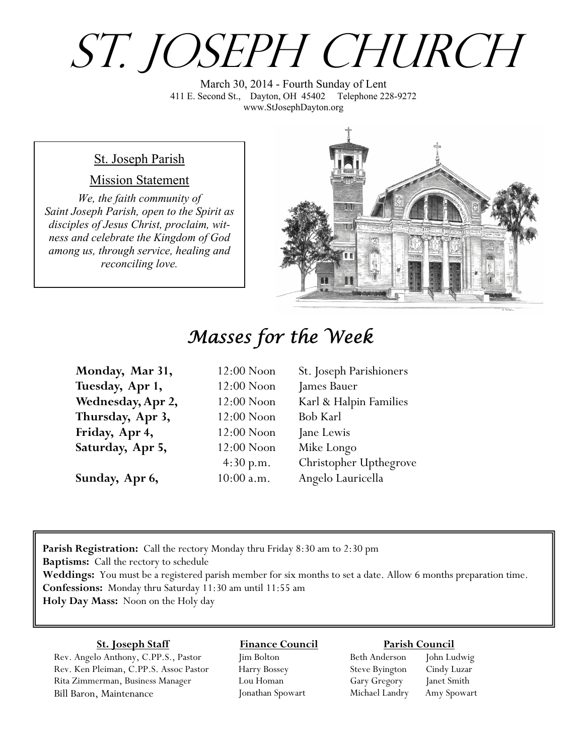# ST. JOSEPH CHURCH

March 30, 2014 - Fourth Sunday of Lent
411 E. Second St., Dayton, OH 45402 Telephone 228-9272
www.StJosephDayton.org

## St. Joseph Parish

### Mission Statement

*We, the faith community of Saint Joseph Parish, open to the Spirit as disciples of Jesus Christ, proclaim, witness and celebrate the Kingdom of God among us, through service, healing and reconciling love.*

## *Masses for the Week*

| | | |
|---|---|---|
| **Monday, Mar 31,** | 12:00 Noon | St. Joseph Parishioners |
| **Tuesday, Apr 1,** | 12:00 Noon | James Bauer |
| **Wednesday, Apr 2,** | 12:00 Noon | Karl & Halpin Families |
| **Thursday, Apr 3,** | 12:00 Noon | Bob Karl |
| **Friday, Apr 4,** | 12:00 Noon | Jane Lewis |
| **Saturday, Apr 5,** | 12:00 Noon | Mike Longo |
| | 4:30 p.m. | Christopher Upthegrove |
| **Sunday, Apr 6,** | 10:00 a.m. | Angelo Lauricella |

**Parish Registration:** Call the rectory Monday thru Friday 8:30 am to 2:30 pm
**Baptisms:** Call the rectory to schedule
**Weddings:** You must be a registered parish member for six months to set a date. Allow 6 months preparation time.
**Confessions:** Monday thru Saturday 11:30 am until 11:55 am
**Holy Day Mass:** Noon on the Holy day

**St. Joseph Staff**

Rev. Angelo Anthony, C.PP.S., Pastor
Rev. Ken Pleiman, C.PP.S. Assoc Pastor
Rita Zimmerman, Business Manager
Bill Baron, Maintenance

**Finance Council**

Jim Bolton
Harry Bossey
Lou Homan
Jonathan Spowart

**Parish Council**

Beth Anderson
Steve Byington
Gary Gregory
Michael Landry
John Ludwig
Cindy Luzar
Janet Smith
Amy Spowart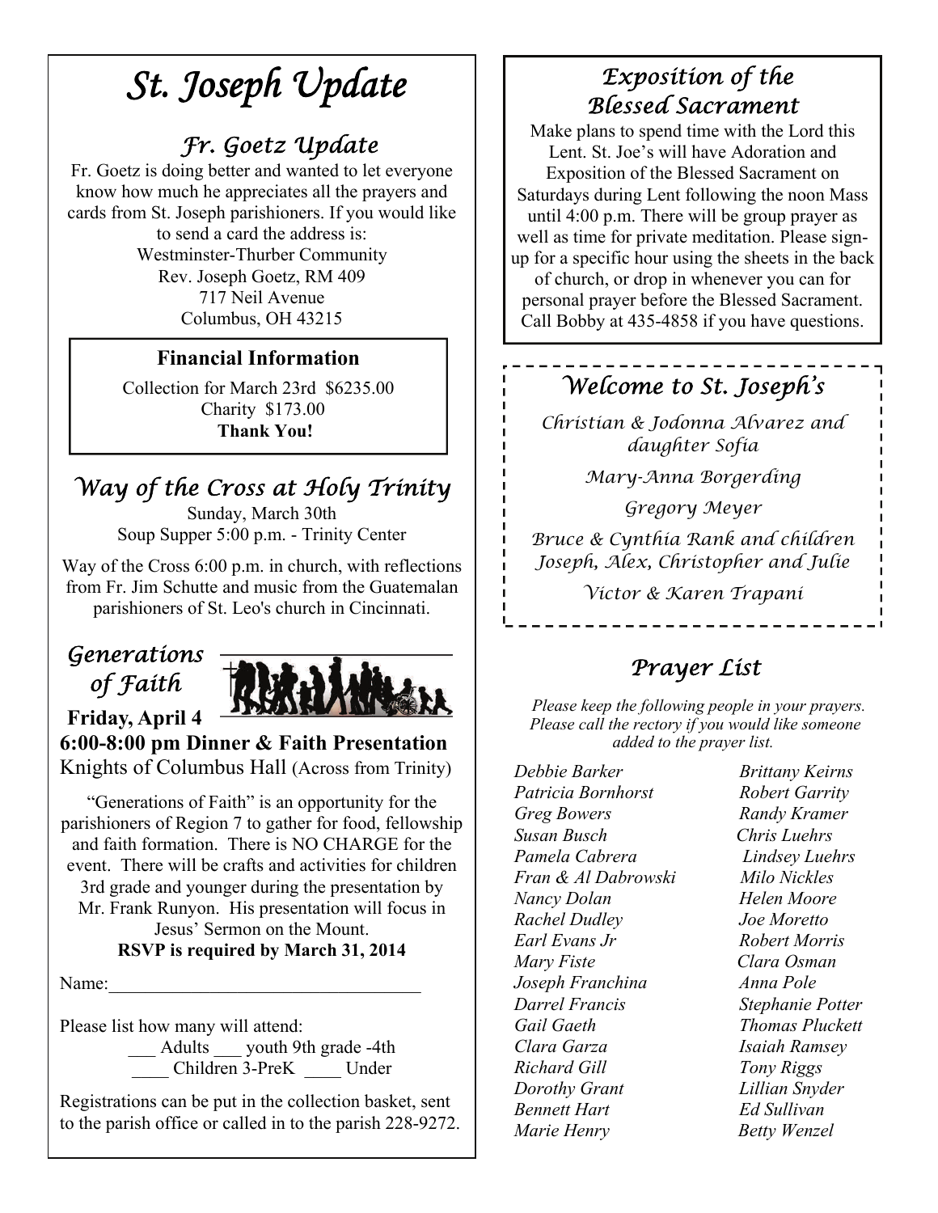# St. Joseph Update

## Fr. Goetz Update

Fr. Goetz is doing better and wanted to let everyone know how much he appreciates all the prayers and cards from St. Joseph parishioners. If you would like to send a card the address is:

Westminster-Thurber Community
Rev. Joseph Goetz, RM 409
717 Neil Avenue
Columbus, OH 43215

**Financial Information**

Collection for March 23rd $6235.00
Charity $173.00
**Thank You!**

## Way of the Cross at Holy Trinity

Sunday, March 30th
Soup Supper 5:00 p.m. - Trinity Center

Way of the Cross 6:00 p.m. in church, with reflections from Fr. Jim Schutte and music from the Guatemalan parishioners of St. Leo's church in Cincinnati.

## Generations of Faith

**Friday, April 4**
**6:00-8:00 pm Dinner & Faith Presentation**
Knights of Columbus Hall (Across from Trinity)

"Generations of Faith" is an opportunity for the parishioners of Region 7 to gather for food, fellowship and faith formation. There is NO CHARGE for the event. There will be crafts and activities for children 3rd grade and younger during the presentation by Mr. Frank Runyon. His presentation will focus in Jesus' Sermon on the Mount.

**RSVP is required by March 31, 2014**

Name:___________________________________

Please list how many will attend:
___ Adults ___ youth 9th grade -4th
____ Children 3-PreK ____ Under

Registrations can be put in the collection basket, sent to the parish office or called in to the parish 228-9272.

## Exposition of the Blessed Sacrament

Make plans to spend time with the Lord this Lent. St. Joe's will have Adoration and Exposition of the Blessed Sacrament on Saturdays during Lent following the noon Mass until 4:00 p.m. There will be group prayer as well as time for private meditation. Please sign-up for a specific hour using the sheets in the back of church, or drop in whenever you can for personal prayer before the Blessed Sacrament. Call Bobby at 435-4858 if you have questions.

## Welcome to St. Joseph's

*Christian & Jodonna Alvarez and daughter Sofia*

*Mary-Anna Borgerding*

*Gregory Meyer*

*Bruce & Cynthia Rank and children Joseph, Alex, Christopher and Julie*

*Victor & Karen Trapani*

## Prayer List

*Please keep the following people in your prayers. Please call the rectory if you would like someone added to the prayer list.*

*Debbie Barker*
*Patricia Bornhorst*
*Greg Bowers*
*Susan Busch*
*Pamela Cabrera*
*Fran & Al Dabrowski*
*Nancy Dolan*
*Rachel Dudley*
*Earl Evans Jr*
*Mary Fiste*
*Joseph Franchina*
*Darrel Francis*
*Gail Gaeth*
*Clara Garza*
*Richard Gill*
*Dorothy Grant*
*Bennett Hart*
*Marie Henry*
*Brittany Keirns*
*Robert Garrity*
*Randy Kramer*
*Chris Luehrs*
*Lindsey Luehrs*
*Milo Nickles*
*Helen Moore*
*Joe Moretto*
*Robert Morris*
*Clara Osman*
*Anna Pole*
*Stephanie Potter*
*Thomas Pluckett*
*Isaiah Ramsey*
*Tony Riggs*
*Lillian Snyder*
*Ed Sullivan*
*Betty Wenzel*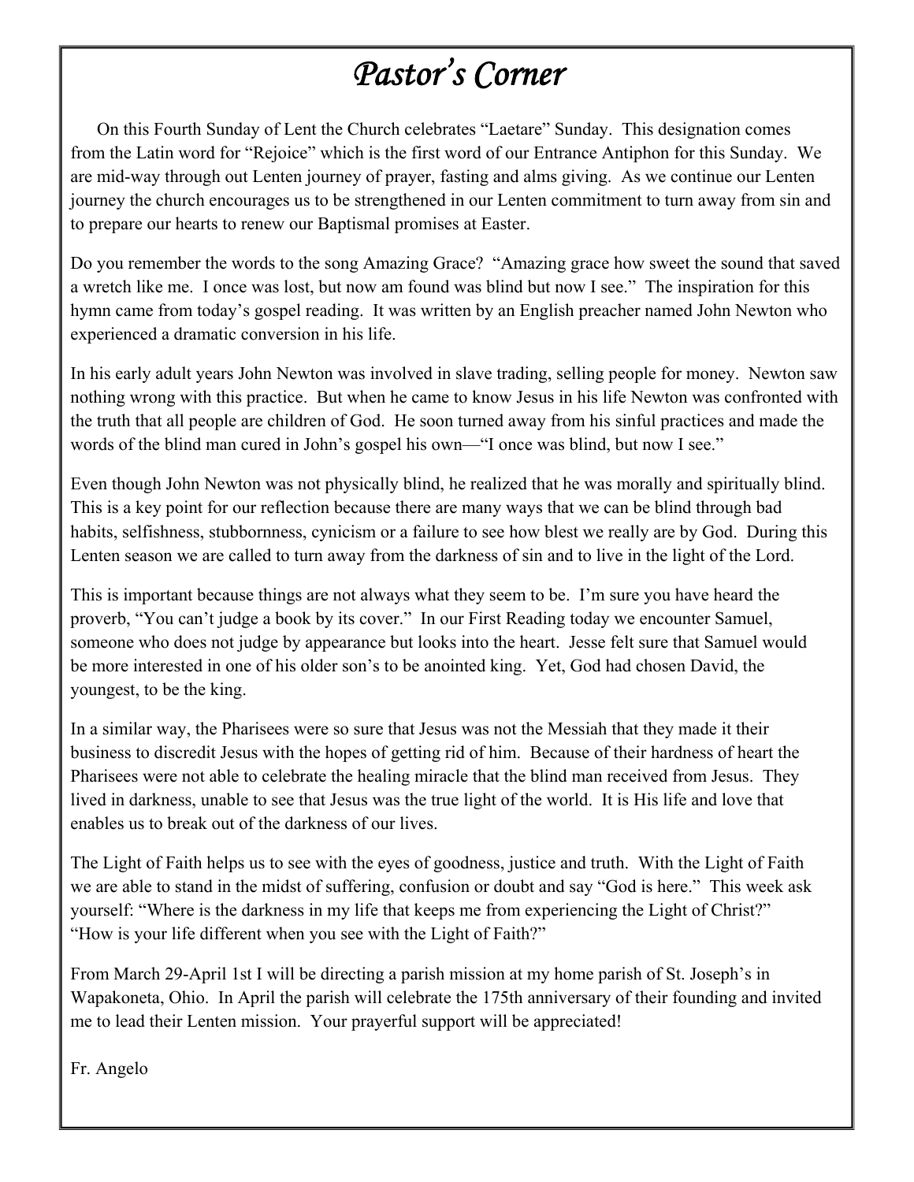# *Pastor's Corner*

On this Fourth Sunday of Lent the Church celebrates "Laetare" Sunday. This designation comes from the Latin word for "Rejoice" which is the first word of our Entrance Antiphon for this Sunday. We are mid-way through out Lenten journey of prayer, fasting and alms giving. As we continue our Lenten journey the church encourages us to be strengthened in our Lenten commitment to turn away from sin and to prepare our hearts to renew our Baptismal promises at Easter.

Do you remember the words to the song Amazing Grace? "Amazing grace how sweet the sound that saved a wretch like me. I once was lost, but now am found was blind but now I see." The inspiration for this hymn came from today's gospel reading. It was written by an English preacher named John Newton who experienced a dramatic conversion in his life.

In his early adult years John Newton was involved in slave trading, selling people for money. Newton saw nothing wrong with this practice. But when he came to know Jesus in his life Newton was confronted with the truth that all people are children of God. He soon turned away from his sinful practices and made the words of the blind man cured in John's gospel his own—"I once was blind, but now I see."

Even though John Newton was not physically blind, he realized that he was morally and spiritually blind. This is a key point for our reflection because there are many ways that we can be blind through bad habits, selfishness, stubbornness, cynicism or a failure to see how blest we really are by God. During this Lenten season we are called to turn away from the darkness of sin and to live in the light of the Lord.

This is important because things are not always what they seem to be. I'm sure you have heard the proverb, "You can't judge a book by its cover." In our First Reading today we encounter Samuel, someone who does not judge by appearance but looks into the heart. Jesse felt sure that Samuel would be more interested in one of his older son's to be anointed king. Yet, God had chosen David, the youngest, to be the king.

In a similar way, the Pharisees were so sure that Jesus was not the Messiah that they made it their business to discredit Jesus with the hopes of getting rid of him. Because of their hardness of heart the Pharisees were not able to celebrate the healing miracle that the blind man received from Jesus. They lived in darkness, unable to see that Jesus was the true light of the world. It is His life and love that enables us to break out of the darkness of our lives.

The Light of Faith helps us to see with the eyes of goodness, justice and truth. With the Light of Faith we are able to stand in the midst of suffering, confusion or doubt and say "God is here." This week ask yourself: "Where is the darkness in my life that keeps me from experiencing the Light of Christ?" "How is your life different when you see with the Light of Faith?"

From March 29-April 1st I will be directing a parish mission at my home parish of St. Joseph's in Wapakoneta, Ohio. In April the parish will celebrate the 175th anniversary of their founding and invited me to lead their Lenten mission. Your prayerful support will be appreciated!

Fr. Angelo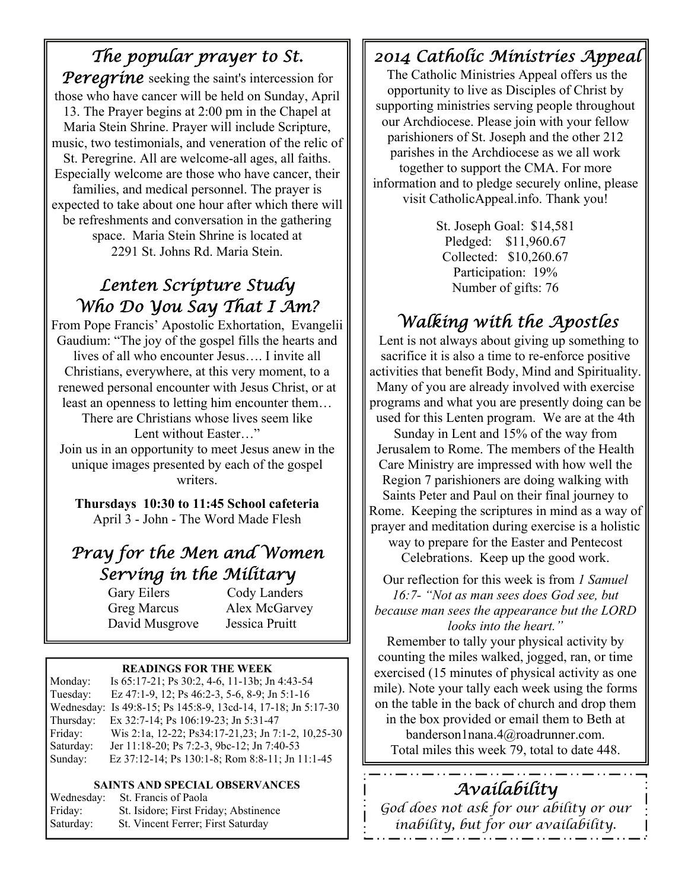## The popular prayer to St. Peregrine

**The popular prayer to St. Peregrine** seeking the saint's intercession for those who have cancer will be held on Sunday, April 13. The Prayer begins at 2:00 pm in the Chapel at Maria Stein Shrine. Prayer will include Scripture, music, two testimonials, and veneration of the relic of St. Peregrine. All are welcome-all ages, all faiths. Especially welcome are those who have cancer, their families, and medical personnel. The prayer is expected to take about one hour after which there will be refreshments and conversation in the gathering space. Maria Stein Shrine is located at 2291 St. Johns Rd. Maria Stein.

## Lenten Scripture Study
## Who Do You Say That I Am?

From Pope Francis' Apostolic Exhortation, Evangelii Gaudium: "The joy of the gospel fills the hearts and lives of all who encounter Jesus…. I invite all Christians, everywhere, at this very moment, to a renewed personal encounter with Jesus Christ, or at least an openness to letting him encounter them… There are Christians whose lives seem like Lent without Easter…"

Join us in an opportunity to meet Jesus anew in the unique images presented by each of the gospel writers.

**Thursdays 10:30 to 11:45 School cafeteria**
April 3 - John - The Word Made Flesh

## Pray for the Men and Women Serving in the Military

| | |
|---|---|
| Gary Eilers | Cody Landers |
| Greg Marcus | Alex McGarvey |
| David Musgrove | Jessica Pruitt |

**READINGS FOR THE WEEK**

| | |
|---|---|
| Monday: | Is 65:17-21; Ps 30:2, 4-6, 11-13b; Jn 4:43-54 |
| Tuesday: | Ez 47:1-9, 12; Ps 46:2-3, 5-6, 8-9; Jn 5:1-16 |
| Wednesday: | Is 49:8-15; Ps 145:8-9, 13cd-14, 17-18; Jn 5:17-30 |
| Thursday: | Ex 32:7-14; Ps 106:19-23; Jn 5:31-47 |
| Friday: | Wis 2:1a, 12-22; Ps34:17-21,23; Jn 7:1-2, 10,25-30 |
| Saturday: | Jer 11:18-20; Ps 7:2-3, 9bc-12; Jn 7:40-53 |
| Sunday: | Ez 37:12-14; Ps 130:1-8; Rom 8:8-11; Jn 11:1-45 |

**SAINTS AND SPECIAL OBSERVANCES**

| | |
|---|---|
| Wednesday: | St. Francis of Paola |
| Friday: | St. Isidore; First Friday; Abstinence |
| Saturday: | St. Vincent Ferrer; First Saturday |

## 2014 Catholic Ministries Appeal

The Catholic Ministries Appeal offers us the opportunity to live as Disciples of Christ by supporting ministries serving people throughout our Archdiocese. Please join with your fellow parishioners of St. Joseph and the other 212 parishes in the Archdiocese as we all work together to support the CMA. For more information and to pledge securely online, please visit CatholicAppeal.info. Thank you!

St. Joseph Goal: $14,581
Pledged: $11,960.67
Collected: $10,260.67
Participation: 19%
Number of gifts: 76

## Walking with the Apostles

Lent is not always about giving up something to sacrifice it is also a time to re-enforce positive activities that benefit Body, Mind and Spirituality. Many of you are already involved with exercise programs and what you are presently doing can be used for this Lenten program. We are at the 4th Sunday in Lent and 15% of the way from Jerusalem to Rome. The members of the Health Care Ministry are impressed with how well the Region 7 parishioners are doing walking with Saints Peter and Paul on their final journey to Rome. Keeping the scriptures in mind as a way of prayer and meditation during exercise is a holistic way to prepare for the Easter and Pentecost Celebrations. Keep up the good work.

Our reflection for this week is from *1 Samuel 16:7- "Not as man sees does God see, but because man sees the appearance but the LORD looks into the heart."*

Remember to tally your physical activity by counting the miles walked, jogged, ran, or time exercised (15 minutes of physical activity as one mile). Note your tally each week using the forms on the table in the back of church and drop them in the box provided or email them to Beth at banderson1nana.4@roadrunner.com.
Total miles this week 79, total to date 448.

## Availability

*God does not ask for our ability or our inability, but for our availability.*